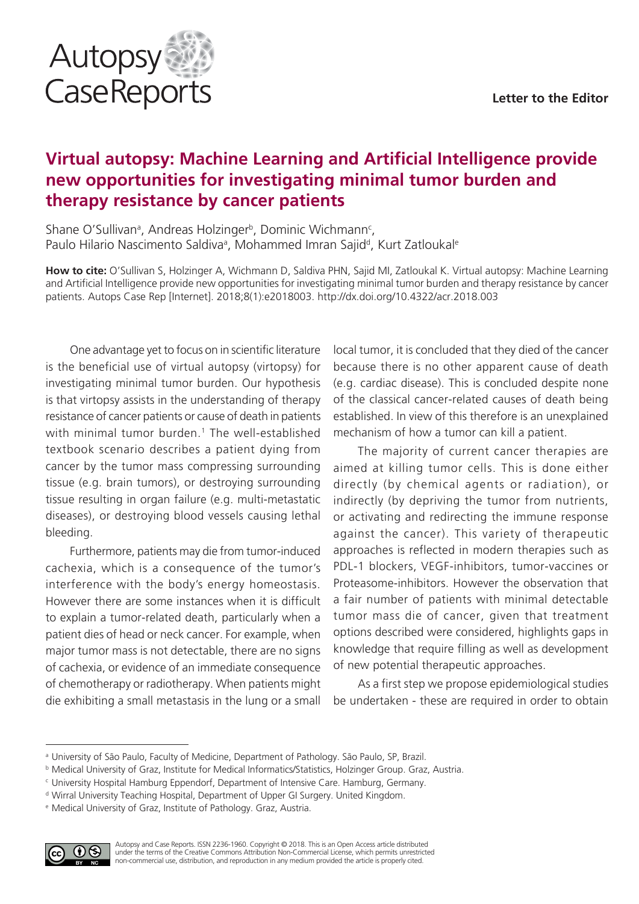Letter to the Editor

# Virtual autopsy: Machine Learning and Artificial Intelligence provide new opportunities for investigating minimal tumor burden and therapy resistance by cancer patients

Shane O'Sullivan[a], Andreas Holzinger[b], Dominic Wichmann[c], Paulo Hilario Nascimento Saldiva[a], Mohammed Imran Sajid[d], Kurt Zatloukal[e]

**How to cite:** O'Sullivan S, Holzinger A, Wichmann D, Saldiva PHN, Sajid MI, Zatloukal K. Virtual autopsy: Machine Learning and Artificial Intelligence provide new opportunities for investigating minimal tumor burden and therapy resistance by cancer patients. Autops Case Rep [Internet]. 2018;8(1):e2018003. http://dx.doi.org/10.4322/acr.2018.003

One advantage yet to focus on in scientific literature is the beneficial use of virtual autopsy (virtopsy) for investigating minimal tumor burden. Our hypothesis is that virtopsy assists in the understanding of therapy resistance of cancer patients or cause of death in patients with minimal tumor burden.[1] The well-established textbook scenario describes a patient dying from cancer by the tumor mass compressing surrounding tissue (e.g. brain tumors), or destroying surrounding tissue resulting in organ failure (e.g. multi-metastatic diseases), or destroying blood vessels causing lethal bleeding.

Furthermore, patients may die from tumor-induced cachexia, which is a consequence of the tumor's interference with the body's energy homeostasis. However there are some instances when it is difficult to explain a tumor-related death, particularly when a patient dies of head or neck cancer. For example, when major tumor mass is not detectable, there are no signs of cachexia, or evidence of an immediate consequence of chemotherapy or radiotherapy. When patients might die exhibiting a small metastasis in the lung or a small local tumor, it is concluded that they died of the cancer because there is no other apparent cause of death (e.g. cardiac disease). This is concluded despite none of the classical cancer-related causes of death being established. In view of this therefore is an unexplained mechanism of how a tumor can kill a patient.

The majority of current cancer therapies are aimed at killing tumor cells. This is done either directly (by chemical agents or radiation), or indirectly (by depriving the tumor from nutrients, or activating and redirecting the immune response against the cancer). This variety of therapeutic approaches is reflected in modern therapies such as PDL-1 blockers, VEGF-inhibitors, tumor-vaccines or Proteasome-inhibitors. However the observation that a fair number of patients with minimal detectable tumor mass die of cancer, given that treatment options described were considered, highlights gaps in knowledge that require filling as well as development of new potential therapeutic approaches.

As a first step we propose epidemiological studies be undertaken - these are required in order to obtain

---

[a] University of São Paulo, Faculty of Medicine, Department of Pathology. São Paulo, SP, Brazil.

[b] Medical University of Graz, Institute for Medical Informatics/Statistics, Holzinger Group. Graz, Austria.

[c] University Hospital Hamburg Eppendorf, Department of Intensive Care. Hamburg, Germany.

[d] Wirral University Teaching Hospital, Department of Upper GI Surgery. United Kingdom.

[e] Medical University of Graz, Institute of Pathology. Graz, Austria.

Autopsy and Case Reports. ISSN 2236-1960. Copyright © 2018. This is an Open Access article distributed under the terms of the Creative Commons Attribution Non-Commercial License, which permits unrestricted non-commercial use, distribution, and reproduction in any medium provided the article is properly cited.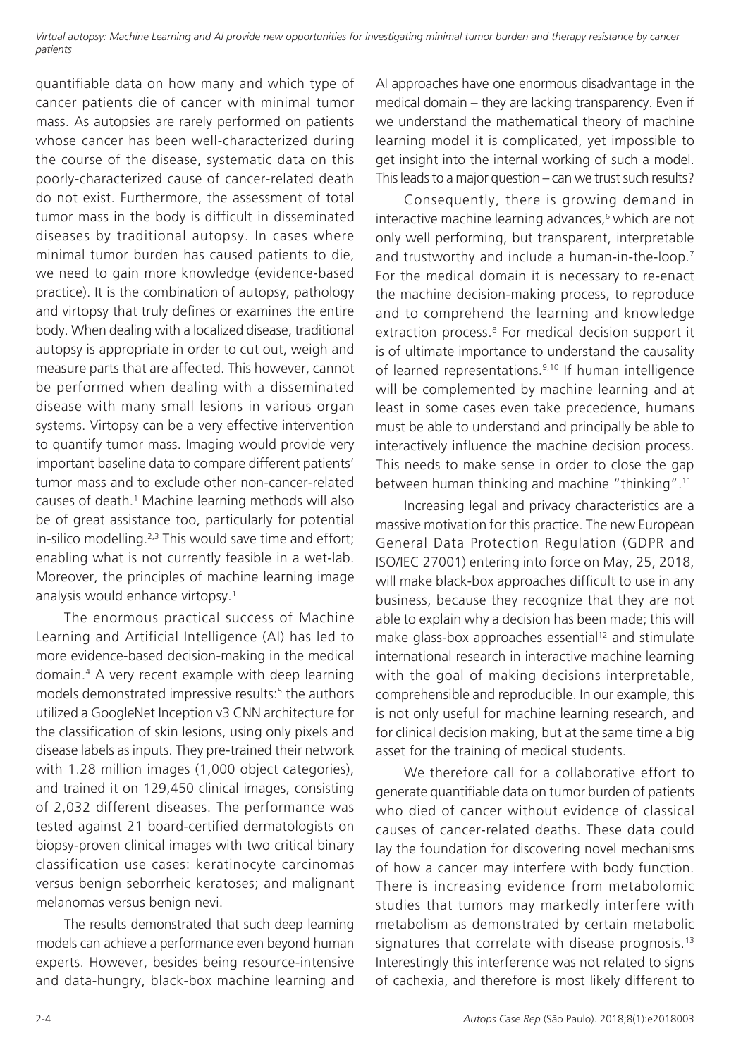quantifiable data on how many and which type of cancer patients die of cancer with minimal tumor mass. As autopsies are rarely performed on patients whose cancer has been well-characterized during the course of the disease, systematic data on this poorly-characterized cause of cancer-related death do not exist. Furthermore, the assessment of total tumor mass in the body is difficult in disseminated diseases by traditional autopsy. In cases where minimal tumor burden has caused patients to die, we need to gain more knowledge (evidence-based practice). It is the combination of autopsy, pathology and virtopsy that truly defines or examines the entire body. When dealing with a localized disease, traditional autopsy is appropriate in order to cut out, weigh and measure parts that are affected. This however, cannot be performed when dealing with a disseminated disease with many small lesions in various organ systems. Virtopsy can be a very effective intervention to quantify tumor mass. Imaging would provide very important baseline data to compare different patients' tumor mass and to exclude other non-cancer-related causes of death.[1] Machine learning methods will also be of great assistance too, particularly for potential in-silico modelling.[2,3] This would save time and effort; enabling what is not currently feasible in a wet-lab. Moreover, the principles of machine learning image analysis would enhance virtopsy.[1]

The enormous practical success of Machine Learning and Artificial Intelligence (AI) has led to more evidence-based decision-making in the medical domain.[4] A very recent example with deep learning models demonstrated impressive results:[5] the authors utilized a GoogleNet Inception v3 CNN architecture for the classification of skin lesions, using only pixels and disease labels as inputs. They pre-trained their network with 1.28 million images (1,000 object categories), and trained it on 129,450 clinical images, consisting of 2,032 different diseases. The performance was tested against 21 board-certified dermatologists on biopsy-proven clinical images with two critical binary classification use cases: keratinocyte carcinomas versus benign seborrheic keratoses; and malignant melanomas versus benign nevi.

The results demonstrated that such deep learning models can achieve a performance even beyond human experts. However, besides being resource-intensive and data-hungry, black-box machine learning and AI approaches have one enormous disadvantage in the medical domain – they are lacking transparency. Even if we understand the mathematical theory of machine learning model it is complicated, yet impossible to get insight into the internal working of such a model. This leads to a major question – can we trust such results?

Consequently, there is growing demand in interactive machine learning advances,[6] which are not only well performing, but transparent, interpretable and trustworthy and include a human-in-the-loop.[7] For the medical domain it is necessary to re-enact the machine decision-making process, to reproduce and to comprehend the learning and knowledge extraction process.[8] For medical decision support it is of ultimate importance to understand the causality of learned representations.[9,10] If human intelligence will be complemented by machine learning and at least in some cases even take precedence, humans must be able to understand and principally be able to interactively influence the machine decision process. This needs to make sense in order to close the gap between human thinking and machine "thinking".[11]

Increasing legal and privacy characteristics are a massive motivation for this practice. The new European General Data Protection Regulation (GDPR and ISO/IEC 27001) entering into force on May, 25, 2018, will make black-box approaches difficult to use in any business, because they recognize that they are not able to explain why a decision has been made; this will make glass-box approaches essential[12] and stimulate international research in interactive machine learning with the goal of making decisions interpretable, comprehensible and reproducible. In our example, this is not only useful for machine learning research, and for clinical decision making, but at the same time a big asset for the training of medical students.

We therefore call for a collaborative effort to generate quantifiable data on tumor burden of patients who died of cancer without evidence of classical causes of cancer-related deaths. These data could lay the foundation for discovering novel mechanisms of how a cancer may interfere with body function. There is increasing evidence from metabolomic studies that tumors may markedly interfere with metabolism as demonstrated by certain metabolic signatures that correlate with disease prognosis.[13] Interestingly this interference was not related to signs of cachexia, and therefore is most likely different to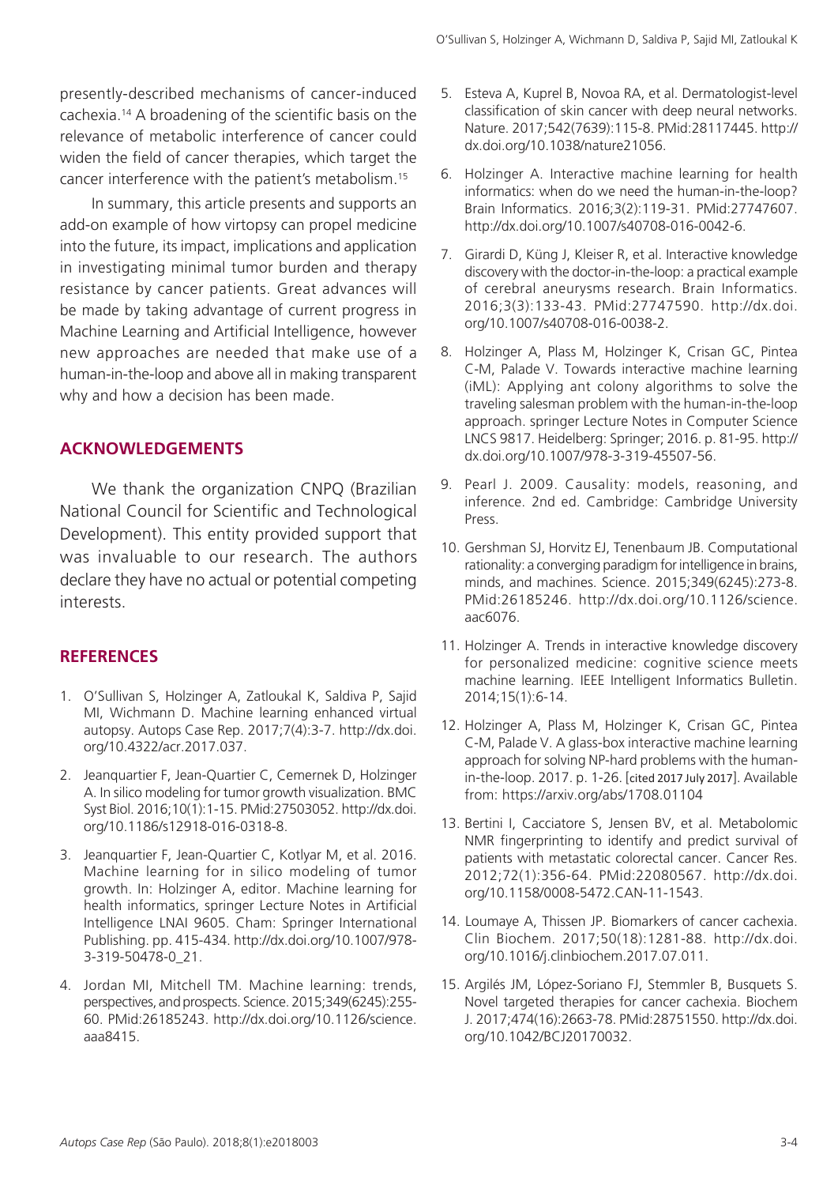presently-described mechanisms of cancer-induced cachexia.[14] A broadening of the scientific basis on the relevance of metabolic interference of cancer could widen the field of cancer therapies, which target the cancer interference with the patient's metabolism.[15]

In summary, this article presents and supports an add-on example of how virtopsy can propel medicine into the future, its impact, implications and application in investigating minimal tumor burden and therapy resistance by cancer patients. Great advances will be made by taking advantage of current progress in Machine Learning and Artificial Intelligence, however new approaches are needed that make use of a human-in-the-loop and above all in making transparent why and how a decision has been made.

## ACKNOWLEDGEMENTS

We thank the organization CNPQ (Brazilian National Council for Scientific and Technological Development). This entity provided support that was invaluable to our research. The authors declare they have no actual or potential competing interests.

## REFERENCES

1. O'Sullivan S, Holzinger A, Zatloukal K, Saldiva P, Sajid MI, Wichmann D. Machine learning enhanced virtual autopsy. Autops Case Rep. 2017;7(4):3-7. http://dx.doi.org/10.4322/acr.2017.037.
2. Jeanquartier F, Jean-Quartier C, Cemernek D, Holzinger A. In silico modeling for tumor growth visualization. BMC Syst Biol. 2016;10(1):1-15. PMid:27503052. http://dx.doi.org/10.1186/s12918-016-0318-8.
3. Jeanquartier F, Jean-Quartier C, Kotlyar M, et al. 2016. Machine learning for in silico modeling of tumor growth. In: Holzinger A, editor. Machine learning for health informatics, springer Lecture Notes in Artificial Intelligence LNAI 9605. Cham: Springer International Publishing. pp. 415-434. http://dx.doi.org/10.1007/978-3-319-50478-0_21.
4. Jordan MI, Mitchell TM. Machine learning: trends, perspectives, and prospects. Science. 2015;349(6245):255-60. PMid:26185243. http://dx.doi.org/10.1126/science.aaa8415.
5. Esteva A, Kuprel B, Novoa RA, et al. Dermatologist-level classification of skin cancer with deep neural networks. Nature. 2017;542(7639):115-8. PMid:28117445. http://dx.doi.org/10.1038/nature21056.
6. Holzinger A. Interactive machine learning for health informatics: when do we need the human-in-the-loop? Brain Informatics. 2016;3(2):119-31. PMid:27747607. http://dx.doi.org/10.1007/s40708-016-0042-6.
7. Girardi D, Küng J, Kleiser R, et al. Interactive knowledge discovery with the doctor-in-the-loop: a practical example of cerebral aneurysms research. Brain Informatics. 2016;3(3):133-43. PMid:27747590. http://dx.doi.org/10.1007/s40708-016-0038-2.
8. Holzinger A, Plass M, Holzinger K, Crisan GC, Pintea C-M, Palade V. Towards interactive machine learning (iML): Applying ant colony algorithms to solve the traveling salesman problem with the human-in-the-loop approach. springer Lecture Notes in Computer Science LNCS 9817. Heidelberg: Springer; 2016. p. 81-95. http://dx.doi.org/10.1007/978-3-319-45507-56.
9. Pearl J. 2009. Causality: models, reasoning, and inference. 2nd ed. Cambridge: Cambridge University Press.
10. Gershman SJ, Horvitz EJ, Tenenbaum JB. Computational rationality: a converging paradigm for intelligence in brains, minds, and machines. Science. 2015;349(6245):273-8. PMid:26185246. http://dx.doi.org/10.1126/science.aac6076.
11. Holzinger A. Trends in interactive knowledge discovery for personalized medicine: cognitive science meets machine learning. IEEE Intelligent Informatics Bulletin. 2014;15(1):6-14.
12. Holzinger A, Plass M, Holzinger K, Crisan GC, Pintea C-M, Palade V. A glass-box interactive machine learning approach for solving NP-hard problems with the human-in-the-loop. 2017. p. 1-26. [cited 2017 July 2017]. Available from: https://arxiv.org/abs/1708.01104
13. Bertini I, Cacciatore S, Jensen BV, et al. Metabolomic NMR fingerprinting to identify and predict survival of patients with metastatic colorectal cancer. Cancer Res. 2012;72(1):356-64. PMid:22080567. http://dx.doi.org/10.1158/0008-5472.CAN-11-1543.
14. Loumaye A, Thissen JP. Biomarkers of cancer cachexia. Clin Biochem. 2017;50(18):1281-88. http://dx.doi.org/10.1016/j.clinbiochem.2017.07.011.
15. Argilés JM, López-Soriano FJ, Stemmler B, Busquets S. Novel targeted therapies for cancer cachexia. Biochem J. 2017;474(16):2663-78. PMid:28751550. http://dx.doi.org/10.1042/BCJ20170032.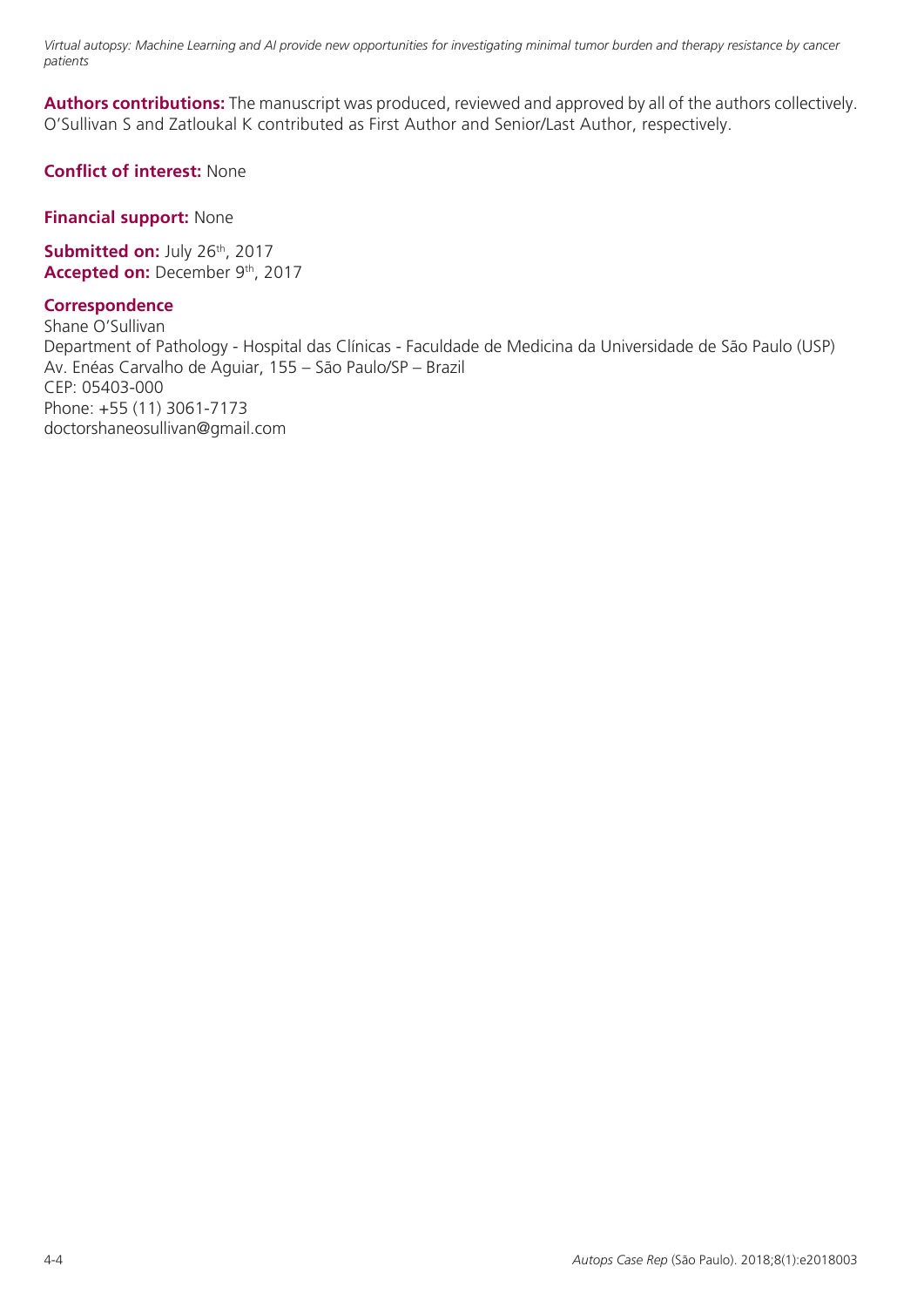**Authors contributions:** The manuscript was produced, reviewed and approved by all of the authors collectively. O'Sullivan S and Zatloukal K contributed as First Author and Senior/Last Author, respectively.

**Conflict of interest:** None

**Financial support:** None

**Submitted on:** July 26th, 2017
**Accepted on:** December 9th, 2017

**Correspondence**
Shane O'Sullivan
Department of Pathology - Hospital das Clínicas - Faculdade de Medicina da Universidade de São Paulo (USP)
Av. Enéas Carvalho de Aguiar, 155 – São Paulo/SP – Brazil
CEP: 05403-000
Phone: +55 (11) 3061-7173
doctorshaneosullivan@gmail.com